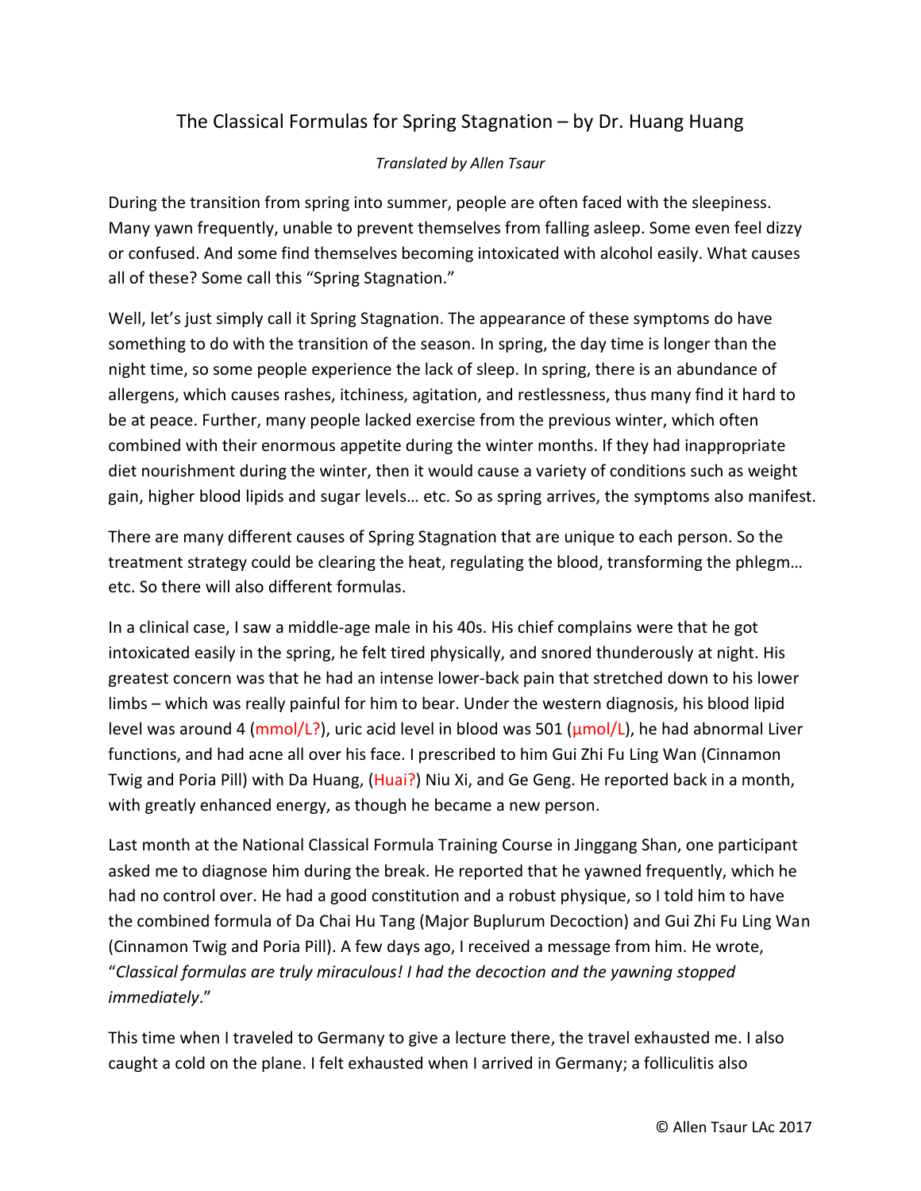# The Classical Formulas for Spring Stagnation – by Dr. Huang Huang

*Translated by Allen Tsaur*

During the transition from spring into summer, people are often faced with the sleepiness. Many yawn frequently, unable to prevent themselves from falling asleep. Some even feel dizzy or confused. And some find themselves becoming intoxicated with alcohol easily. What causes all of these? Some call this "Spring Stagnation."

Well, let's just simply call it Spring Stagnation. The appearance of these symptoms do have something to do with the transition of the season. In spring, the day time is longer than the night time, so some people experience the lack of sleep. In spring, there is an abundance of allergens, which causes rashes, itchiness, agitation, and restlessness, thus many find it hard to be at peace. Further, many people lacked exercise from the previous winter, which often combined with their enormous appetite during the winter months. If they had inappropriate diet nourishment during the winter, then it would cause a variety of conditions such as weight gain, higher blood lipids and sugar levels… etc. So as spring arrives, the symptoms also manifest.

There are many different causes of Spring Stagnation that are unique to each person. So the treatment strategy could be clearing the heat, regulating the blood, transforming the phlegm… etc. So there will also different formulas.

In a clinical case, I saw a middle-age male in his 40s. His chief complains were that he got intoxicated easily in the spring, he felt tired physically, and snored thunderously at night. His greatest concern was that he had an intense lower-back pain that stretched down to his lower limbs – which was really painful for him to bear. Under the western diagnosis, his blood lipid level was around 4 (mmol/L?), uric acid level in blood was 501 (μmol/L), he had abnormal Liver functions, and had acne all over his face. I prescribed to him Gui Zhi Fu Ling Wan (Cinnamon Twig and Poria Pill) with Da Huang, (Huai?) Niu Xi, and Ge Geng. He reported back in a month, with greatly enhanced energy, as though he became a new person.

Last month at the National Classical Formula Training Course in Jinggang Shan, one participant asked me to diagnose him during the break. He reported that he yawned frequently, which he had no control over. He had a good constitution and a robust physique, so I told him to have the combined formula of Da Chai Hu Tang (Major Buplurum Decoction) and Gui Zhi Fu Ling Wan (Cinnamon Twig and Poria Pill). A few days ago, I received a message from him. He wrote, "*Classical formulas are truly miraculous! I had the decoction and the yawning stopped immediately*."

This time when I traveled to Germany to give a lecture there, the travel exhausted me. I also caught a cold on the plane. I felt exhausted when I arrived in Germany; a folliculitis also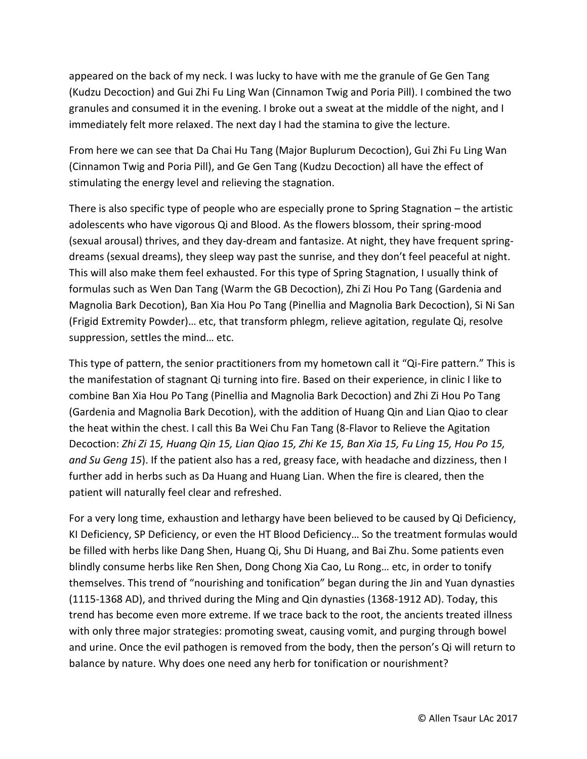appeared on the back of my neck. I was lucky to have with me the granule of Ge Gen Tang (Kudzu Decoction) and Gui Zhi Fu Ling Wan (Cinnamon Twig and Poria Pill). I combined the two granules and consumed it in the evening. I broke out a sweat at the middle of the night, and I immediately felt more relaxed. The next day I had the stamina to give the lecture.

From here we can see that Da Chai Hu Tang (Major Buplurum Decoction), Gui Zhi Fu Ling Wan (Cinnamon Twig and Poria Pill), and Ge Gen Tang (Kudzu Decoction) all have the effect of stimulating the energy level and relieving the stagnation.

There is also specific type of people who are especially prone to Spring Stagnation – the artistic adolescents who have vigorous Qi and Blood. As the flowers blossom, their spring-mood (sexual arousal) thrives, and they day-dream and fantasize. At night, they have frequent spring-dreams (sexual dreams), they sleep way past the sunrise, and they don't feel peaceful at night. This will also make them feel exhausted. For this type of Spring Stagnation, I usually think of formulas such as Wen Dan Tang (Warm the GB Decoction), Zhi Zi Hou Po Tang (Gardenia and Magnolia Bark Decotion), Ban Xia Hou Po Tang (Pinellia and Magnolia Bark Decoction), Si Ni San (Frigid Extremity Powder)… etc, that transform phlegm, relieve agitation, regulate Qi, resolve suppression, settles the mind… etc.

This type of pattern, the senior practitioners from my hometown call it "Qi-Fire pattern." This is the manifestation of stagnant Qi turning into fire. Based on their experience, in clinic I like to combine Ban Xia Hou Po Tang (Pinellia and Magnolia Bark Decoction) and Zhi Zi Hou Po Tang (Gardenia and Magnolia Bark Decotion), with the addition of Huang Qin and Lian Qiao to clear the heat within the chest. I call this Ba Wei Chu Fan Tang (8-Flavor to Relieve the Agitation Decoction: *Zhi Zi 15, Huang Qin 15, Lian Qiao 15, Zhi Ke 15, Ban Xia 15, Fu Ling 15, Hou Po 15, and Su Geng 15*). If the patient also has a red, greasy face, with headache and dizziness, then I further add in herbs such as Da Huang and Huang Lian. When the fire is cleared, then the patient will naturally feel clear and refreshed.

For a very long time, exhaustion and lethargy have been believed to be caused by Qi Deficiency, KI Deficiency, SP Deficiency, or even the HT Blood Deficiency… So the treatment formulas would be filled with herbs like Dang Shen, Huang Qi, Shu Di Huang, and Bai Zhu. Some patients even blindly consume herbs like Ren Shen, Dong Chong Xia Cao, Lu Rong… etc, in order to tonify themselves. This trend of "nourishing and tonification" began during the Jin and Yuan dynasties (1115-1368 AD), and thrived during the Ming and Qin dynasties (1368-1912 AD). Today, this trend has become even more extreme. If we trace back to the root, the ancients treated illness with only three major strategies: promoting sweat, causing vomit, and purging through bowel and urine. Once the evil pathogen is removed from the body, then the person's Qi will return to balance by nature. Why does one need any herb for tonification or nourishment?

© Allen Tsaur LAc 2017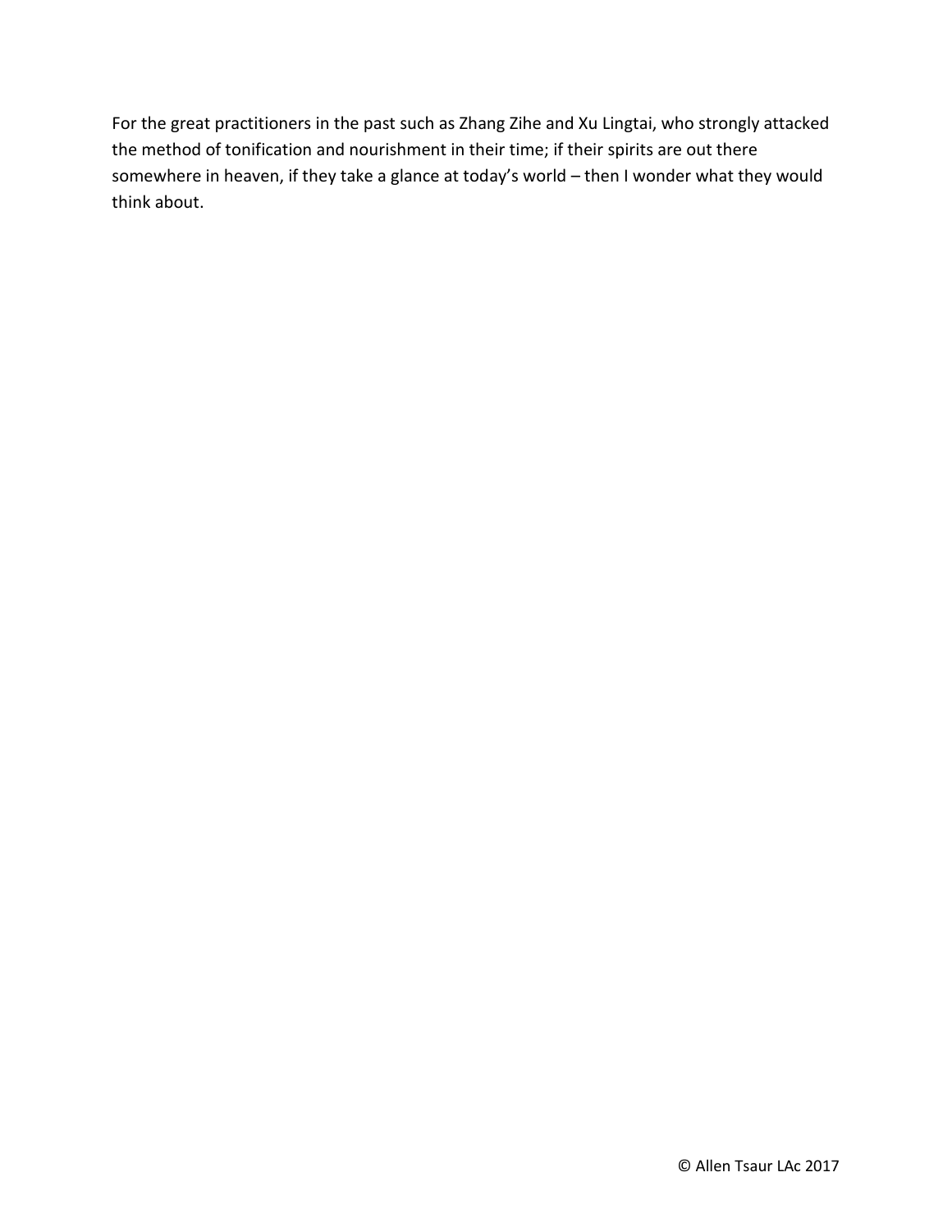For the great practitioners in the past such as Zhang Zihe and Xu Lingtai, who strongly attacked the method of tonification and nourishment in their time; if their spirits are out there somewhere in heaven, if they take a glance at today's world – then I wonder what they would think about.

© Allen Tsaur LAc 2017